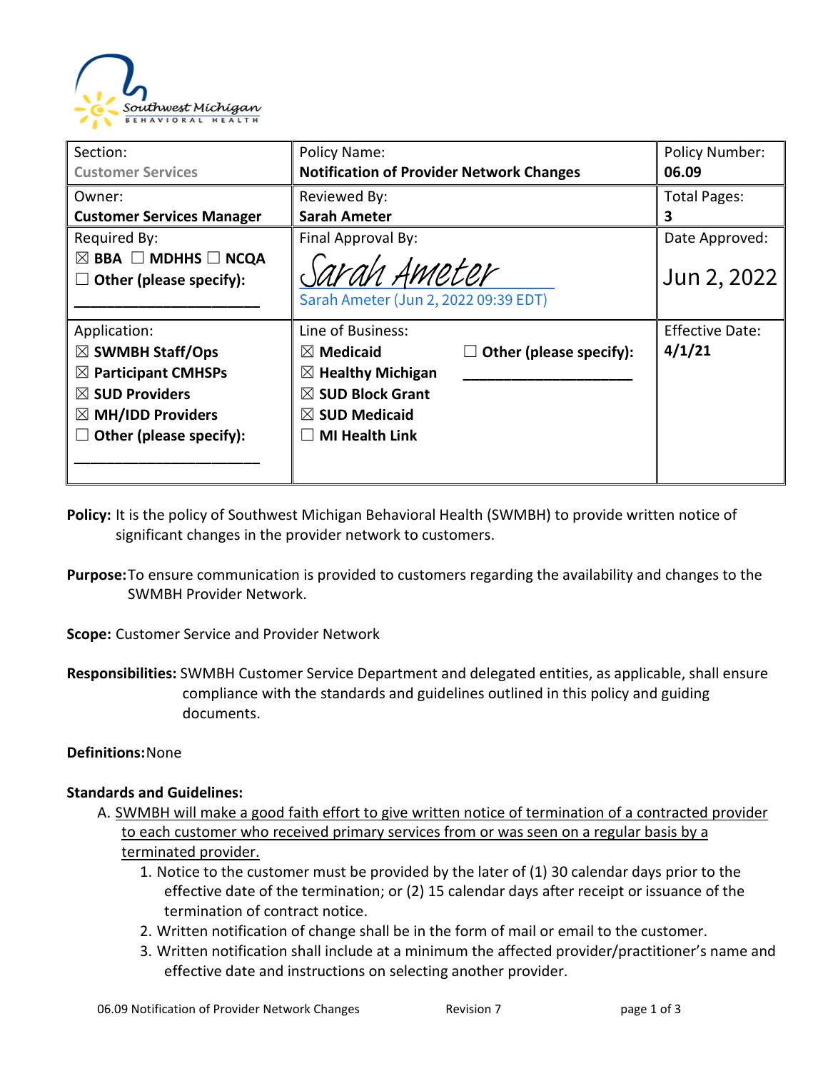| Section: Customer Services | Policy Name: **Notification of Provider Network Changes** | Policy Number: **06.09** |
|---|---|---|
| Owner: **Customer Services Manager** | Reviewed By: **Sarah Ameter** | Total Pages: **3** |
| Required By: ☒ **BBA** ☐ **MDHHS** ☐ **NCQA** ☐ **Other (please specify):** ______________________ | Final Approval By: Sarah Ameter Sarah Ameter (Jun 2, 2022 09:39 EDT) | Date Approved: Jun 2, 2022 |
| Application: ☒ **SWMBH Staff/Ops** ☒ **Participant CMHSPs** ☒ **SUD Providers** ☒ **MH/IDD Providers** ☐ **Other (please specify):** ______________________ | Line of Business: ☒ **Medicaid** ☒ **Healthy Michigan** ☒ **SUD Block Grant** ☒ **SUD Medicaid** ☐ **MI Health Link** ☐ **Other (please specify):** ______________________ | Effective Date: **4/1/21** |

**Policy:** It is the policy of Southwest Michigan Behavioral Health (SWMBH) to provide written notice of significant changes in the provider network to customers.

**Purpose:** To ensure communication is provided to customers regarding the availability and changes to the SWMBH Provider Network.

**Scope:** Customer Service and Provider Network

**Responsibilities:** SWMBH Customer Service Department and delegated entities, as applicable, shall ensure compliance with the standards and guidelines outlined in this policy and guiding documents.

**Definitions:** None

**Standards and Guidelines:**

A. SWMBH will make a good faith effort to give written notice of termination of a contracted provider to each customer who received primary services from or was seen on a regular basis by a terminated provider.
   1. Notice to the customer must be provided by the later of (1) 30 calendar days prior to the effective date of the termination; or (2) 15 calendar days after receipt or issuance of the termination of contract notice.
   2. Written notification of change shall be in the form of mail or email to the customer.
   3. Written notification shall include at a minimum the affected provider/practitioner's name and effective date and instructions on selecting another provider.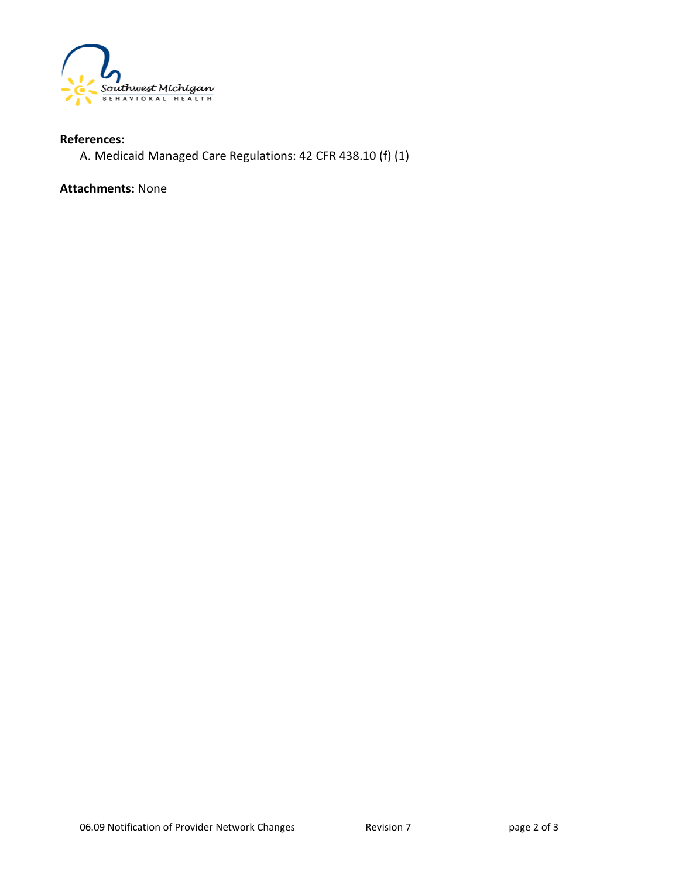**References:**

A. Medicaid Managed Care Regulations: 42 CFR 438.10 (f) (1)

**Attachments:** None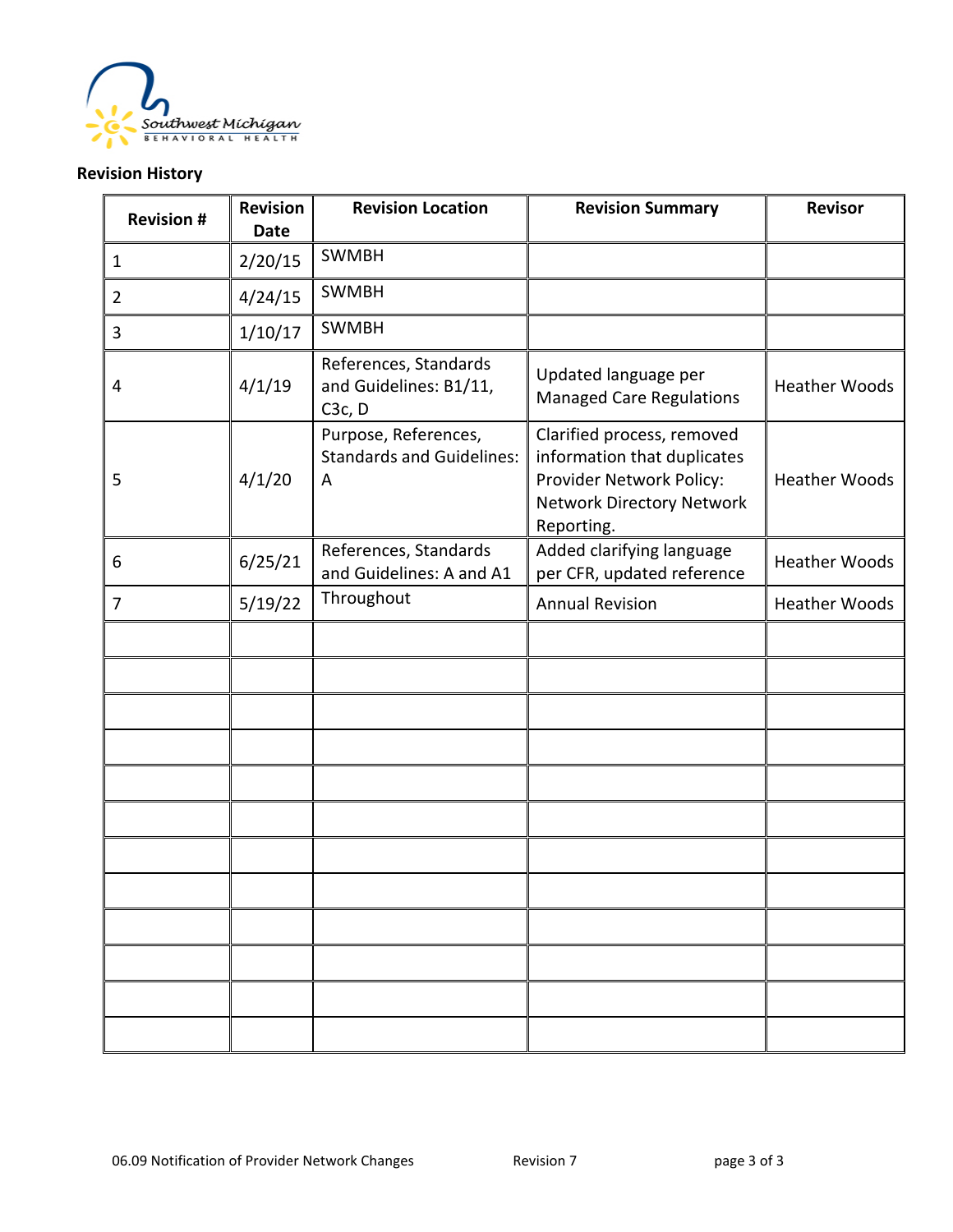**Revision History**

| Revision # | Revision Date | Revision Location | Revision Summary | Revisor |
|---|---|---|---|---|
| 1 | 2/20/15 | SWMBH | | |
| 2 | 4/24/15 | SWMBH | | |
| 3 | 1/10/17 | SWMBH | | |
| 4 | 4/1/19 | References, Standards and Guidelines: B1/11, C3c, D | Updated language per Managed Care Regulations | Heather Woods |
| 5 | 4/1/20 | Purpose, References, Standards and Guidelines: A | Clarified process, removed information that duplicates Provider Network Policy: Network Directory Network Reporting. | Heather Woods |
| 6 | 6/25/21 | References, Standards and Guidelines: A and A1 | Added clarifying language per CFR, updated reference | Heather Woods |
| 7 | 5/19/22 | Throughout | Annual Revision | Heather Woods |
| | | | | |
| | | | | |
| | | | | |
| | | | | |
| | | | | |
| | | | | |
| | | | | |
| | | | | |
| | | | | |
| | | | | |
| | | | | |
| | | | | |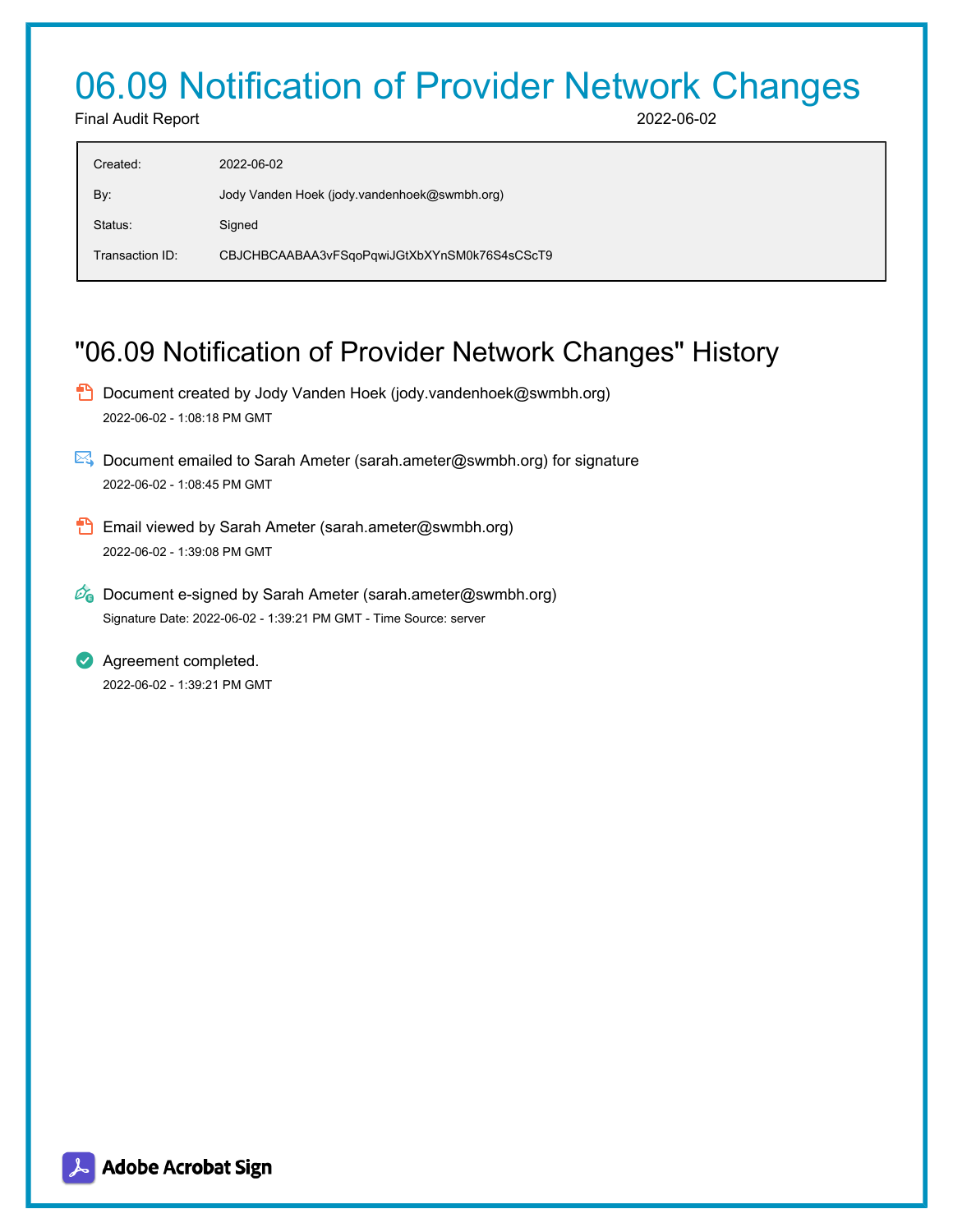# 06.09 Notification of Provider Network Changes

Final Audit Report 2022-06-02

| | |
|---|---|
| Created: | 2022-06-02 |
| By: | Jody Vanden Hoek (jody.vandenhoek@swmbh.org) |
| Status: | Signed |
| Transaction ID: | CBJCHBCAABAA3vFSqoPqwiJGtXbXYnSM0k76S4sCScT9 |

## "06.09 Notification of Provider Network Changes" History

- Document created by Jody Vanden Hoek (jody.vandenhoek@swmbh.org)
  2022-06-02 - 1:08:18 PM GMT

- Document emailed to Sarah Ameter (sarah.ameter@swmbh.org) for signature
  2022-06-02 - 1:08:45 PM GMT

- Email viewed by Sarah Ameter (sarah.ameter@swmbh.org)
  2022-06-02 - 1:39:08 PM GMT

- Document e-signed by Sarah Ameter (sarah.ameter@swmbh.org)
  Signature Date: 2022-06-02 - 1:39:21 PM GMT - Time Source: server

- Agreement completed.
  2022-06-02 - 1:39:21 PM GMT

Adobe Acrobat Sign